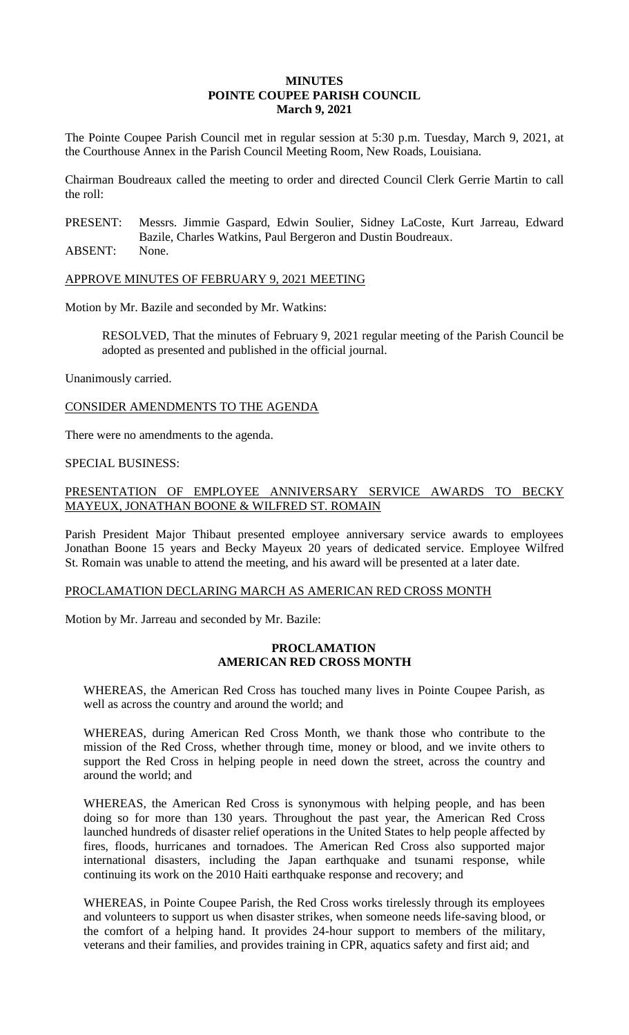**MINUTES**
**POINTE COUPEE PARISH COUNCIL**
**March 9, 2021**

The Pointe Coupee Parish Council met in regular session at 5:30 p.m. Tuesday, March 9, 2021, at the Courthouse Annex in the Parish Council Meeting Room, New Roads, Louisiana.

Chairman Boudreaux called the meeting to order and directed Council Clerk Gerrie Martin to call the roll:

PRESENT: Messrs. Jimmie Gaspard, Edwin Soulier, Sidney LaCoste, Kurt Jarreau, Edward Bazile, Charles Watkins, Paul Bergeron and Dustin Boudreaux.
ABSENT: None.

APPROVE MINUTES OF FEBRUARY 9, 2021 MEETING

Motion by Mr. Bazile and seconded by Mr. Watkins:

RESOLVED, That the minutes of February 9, 2021 regular meeting of the Parish Council be adopted as presented and published in the official journal.

Unanimously carried.

CONSIDER AMENDMENTS TO THE AGENDA

There were no amendments to the agenda.

SPECIAL BUSINESS:

PRESENTATION OF EMPLOYEE ANNIVERSARY SERVICE AWARDS TO BECKY MAYEUX, JONATHAN BOONE & WILFRED ST. ROMAIN

Parish President Major Thibaut presented employee anniversary service awards to employees Jonathan Boone 15 years and Becky Mayeux 20 years of dedicated service. Employee Wilfred St. Romain was unable to attend the meeting, and his award will be presented at a later date.

PROCLAMATION DECLARING MARCH AS AMERICAN RED CROSS MONTH

Motion by Mr. Jarreau and seconded by Mr. Bazile:

**PROCLAMATION**
**AMERICAN RED CROSS MONTH**

WHEREAS, the American Red Cross has touched many lives in Pointe Coupee Parish, as well as across the country and around the world; and

WHEREAS, during American Red Cross Month, we thank those who contribute to the mission of the Red Cross, whether through time, money or blood, and we invite others to support the Red Cross in helping people in need down the street, across the country and around the world; and

WHEREAS, the American Red Cross is synonymous with helping people, and has been doing so for more than 130 years. Throughout the past year, the American Red Cross launched hundreds of disaster relief operations in the United States to help people affected by fires, floods, hurricanes and tornadoes. The American Red Cross also supported major international disasters, including the Japan earthquake and tsunami response, while continuing its work on the 2010 Haiti earthquake response and recovery; and

WHEREAS, in Pointe Coupee Parish, the Red Cross works tirelessly through its employees and volunteers to support us when disaster strikes, when someone needs life-saving blood, or the comfort of a helping hand. It provides 24-hour support to members of the military, veterans and their families, and provides training in CPR, aquatics safety and first aid; and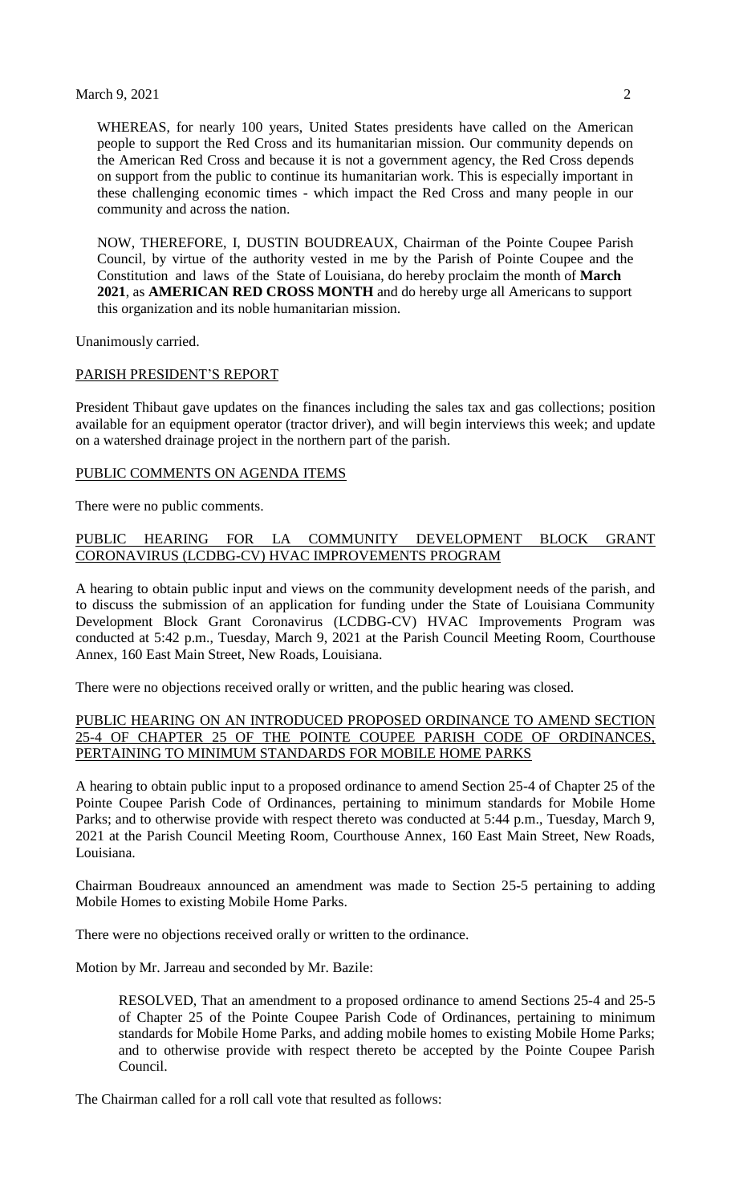WHEREAS, for nearly 100 years, United States presidents have called on the American people to support the Red Cross and its humanitarian mission. Our community depends on the American Red Cross and because it is not a government agency, the Red Cross depends on support from the public to continue its humanitarian work. This is especially important in these challenging economic times - which impact the Red Cross and many people in our community and across the nation.

NOW, THEREFORE, I, DUSTIN BOUDREAUX, Chairman of the Pointe Coupee Parish Council, by virtue of the authority vested in me by the Parish of Pointe Coupee and the Constitution and laws of the State of Louisiana, do hereby proclaim the month of **March 2021**, as **AMERICAN RED CROSS MONTH** and do hereby urge all Americans to support this organization and its noble humanitarian mission.

Unanimously carried.

PARISH PRESIDENT'S REPORT

President Thibaut gave updates on the finances including the sales tax and gas collections; position available for an equipment operator (tractor driver), and will begin interviews this week; and update on a watershed drainage project in the northern part of the parish.

PUBLIC COMMENTS ON AGENDA ITEMS

There were no public comments.

PUBLIC HEARING FOR LA COMMUNITY DEVELOPMENT BLOCK GRANT CORONAVIRUS (LCDBG-CV) HVAC IMPROVEMENTS PROGRAM

A hearing to obtain public input and views on the community development needs of the parish, and to discuss the submission of an application for funding under the State of Louisiana Community Development Block Grant Coronavirus (LCDBG-CV) HVAC Improvements Program was conducted at 5:42 p.m., Tuesday, March 9, 2021 at the Parish Council Meeting Room, Courthouse Annex, 160 East Main Street, New Roads, Louisiana.

There were no objections received orally or written, and the public hearing was closed.

PUBLIC HEARING ON AN INTRODUCED PROPOSED ORDINANCE TO AMEND SECTION 25-4 OF CHAPTER 25 OF THE POINTE COUPEE PARISH CODE OF ORDINANCES, PERTAINING TO MINIMUM STANDARDS FOR MOBILE HOME PARKS

A hearing to obtain public input to a proposed ordinance to amend Section 25-4 of Chapter 25 of the Pointe Coupee Parish Code of Ordinances, pertaining to minimum standards for Mobile Home Parks; and to otherwise provide with respect thereto was conducted at 5:44 p.m., Tuesday, March 9, 2021 at the Parish Council Meeting Room, Courthouse Annex, 160 East Main Street, New Roads, Louisiana.

Chairman Boudreaux announced an amendment was made to Section 25-5 pertaining to adding Mobile Homes to existing Mobile Home Parks.

There were no objections received orally or written to the ordinance.

Motion by Mr. Jarreau and seconded by Mr. Bazile:

RESOLVED, That an amendment to a proposed ordinance to amend Sections 25-4 and 25-5 of Chapter 25 of the Pointe Coupee Parish Code of Ordinances, pertaining to minimum standards for Mobile Home Parks, and adding mobile homes to existing Mobile Home Parks; and to otherwise provide with respect thereto be accepted by the Pointe Coupee Parish Council.

The Chairman called for a roll call vote that resulted as follows: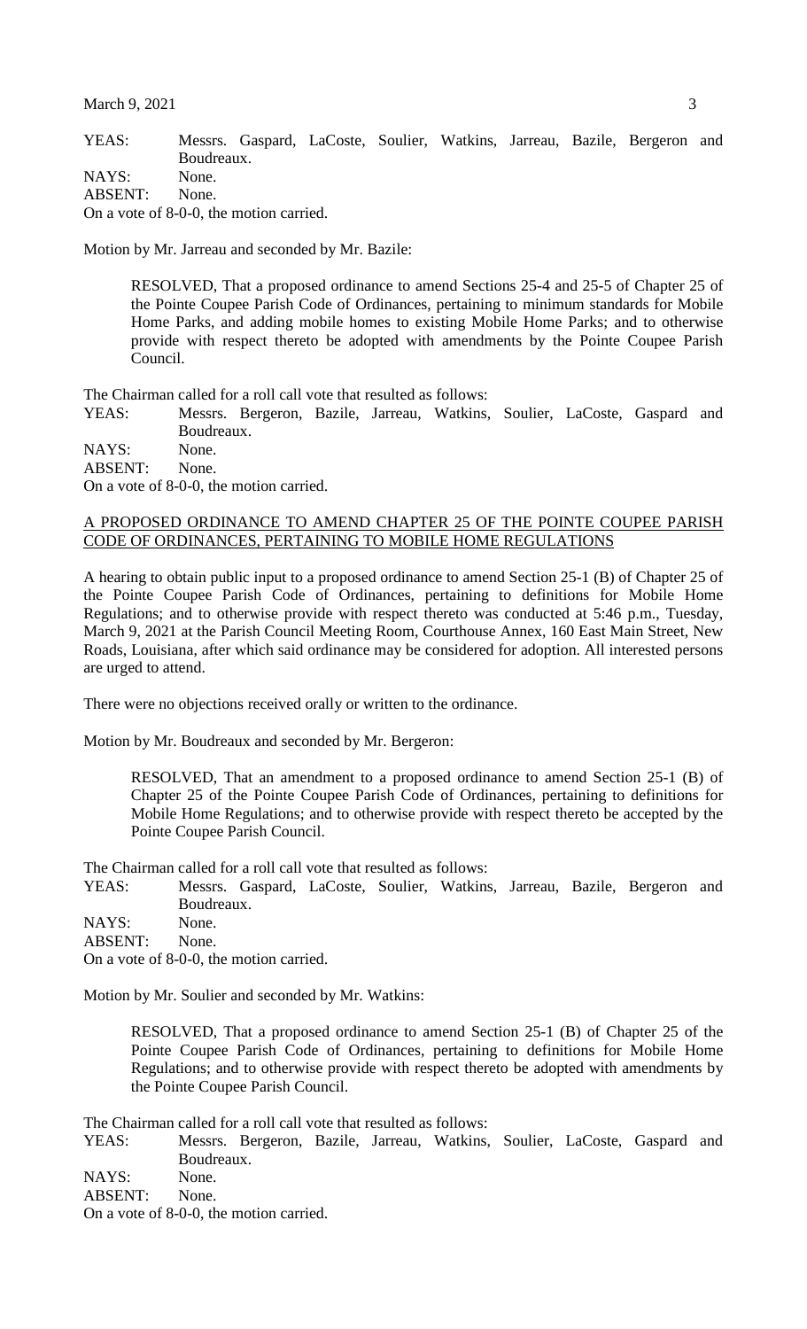YEAS: Messrs. Gaspard, LaCoste, Soulier, Watkins, Jarreau, Bazile, Bergeron and Boudreaux.
NAYS: None.
ABSENT: None.
On a vote of 8-0-0, the motion carried.

Motion by Mr. Jarreau and seconded by Mr. Bazile:

> RESOLVED, That a proposed ordinance to amend Sections 25-4 and 25-5 of Chapter 25 of the Pointe Coupee Parish Code of Ordinances, pertaining to minimum standards for Mobile Home Parks, and adding mobile homes to existing Mobile Home Parks; and to otherwise provide with respect thereto be adopted with amendments by the Pointe Coupee Parish Council.

The Chairman called for a roll call vote that resulted as follows:
YEAS: Messrs. Bergeron, Bazile, Jarreau, Watkins, Soulier, LaCoste, Gaspard and Boudreaux.
NAYS: None.
ABSENT: None.
On a vote of 8-0-0, the motion carried.

<u>A PROPOSED ORDINANCE TO AMEND CHAPTER 25 OF THE POINTE COUPEE PARISH CODE OF ORDINANCES, PERTAINING TO MOBILE HOME REGULATIONS</u>

A hearing to obtain public input to a proposed ordinance to amend Section 25-1 (B) of Chapter 25 of the Pointe Coupee Parish Code of Ordinances, pertaining to definitions for Mobile Home Regulations; and to otherwise provide with respect thereto was conducted at 5:46 p.m., Tuesday, March 9, 2021 at the Parish Council Meeting Room, Courthouse Annex, 160 East Main Street, New Roads, Louisiana, after which said ordinance may be considered for adoption. All interested persons are urged to attend.

There were no objections received orally or written to the ordinance.

Motion by Mr. Boudreaux and seconded by Mr. Bergeron:

> RESOLVED, That an amendment to a proposed ordinance to amend Section 25-1 (B) of Chapter 25 of the Pointe Coupee Parish Code of Ordinances, pertaining to definitions for Mobile Home Regulations; and to otherwise provide with respect thereto be accepted by the Pointe Coupee Parish Council.

The Chairman called for a roll call vote that resulted as follows:
YEAS: Messrs. Gaspard, LaCoste, Soulier, Watkins, Jarreau, Bazile, Bergeron and Boudreaux.
NAYS: None.
ABSENT: None.
On a vote of 8-0-0, the motion carried.

Motion by Mr. Soulier and seconded by Mr. Watkins:

> RESOLVED, That a proposed ordinance to amend Section 25-1 (B) of Chapter 25 of the Pointe Coupee Parish Code of Ordinances, pertaining to definitions for Mobile Home Regulations; and to otherwise provide with respect thereto be adopted with amendments by the Pointe Coupee Parish Council.

The Chairman called for a roll call vote that resulted as follows:
YEAS: Messrs. Bergeron, Bazile, Jarreau, Watkins, Soulier, LaCoste, Gaspard and Boudreaux.
NAYS: None.
ABSENT: None.
On a vote of 8-0-0, the motion carried.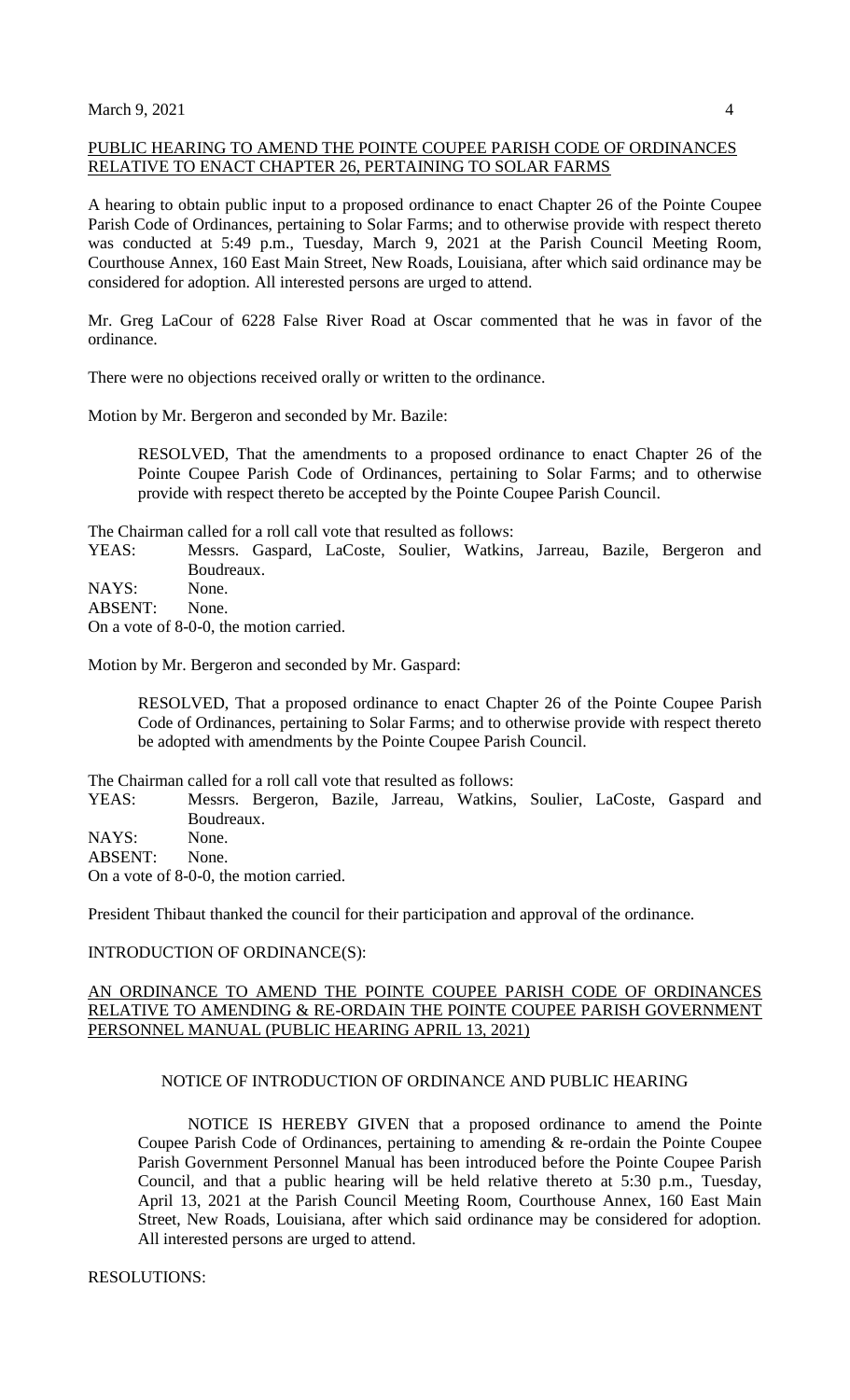PUBLIC HEARING TO AMEND THE POINTE COUPEE PARISH CODE OF ORDINANCES RELATIVE TO ENACT CHAPTER 26, PERTAINING TO SOLAR FARMS

A hearing to obtain public input to a proposed ordinance to enact Chapter 26 of the Pointe Coupee Parish Code of Ordinances, pertaining to Solar Farms; and to otherwise provide with respect thereto was conducted at 5:49 p.m., Tuesday, March 9, 2021 at the Parish Council Meeting Room, Courthouse Annex, 160 East Main Street, New Roads, Louisiana, after which said ordinance may be considered for adoption. All interested persons are urged to attend.

Mr. Greg LaCour of 6228 False River Road at Oscar commented that he was in favor of the ordinance.

There were no objections received orally or written to the ordinance.

Motion by Mr. Bergeron and seconded by Mr. Bazile:

> RESOLVED, That the amendments to a proposed ordinance to enact Chapter 26 of the Pointe Coupee Parish Code of Ordinances, pertaining to Solar Farms; and to otherwise provide with respect thereto be accepted by the Pointe Coupee Parish Council.

The Chairman called for a roll call vote that resulted as follows:
YEAS: Messrs. Gaspard, LaCoste, Soulier, Watkins, Jarreau, Bazile, Bergeron and Boudreaux.
NAYS: None.
ABSENT: None.
On a vote of 8-0-0, the motion carried.

Motion by Mr. Bergeron and seconded by Mr. Gaspard:

> RESOLVED, That a proposed ordinance to enact Chapter 26 of the Pointe Coupee Parish Code of Ordinances, pertaining to Solar Farms; and to otherwise provide with respect thereto be adopted with amendments by the Pointe Coupee Parish Council.

The Chairman called for a roll call vote that resulted as follows:
YEAS: Messrs. Bergeron, Bazile, Jarreau, Watkins, Soulier, LaCoste, Gaspard and Boudreaux.
NAYS: None.
ABSENT: None.
On a vote of 8-0-0, the motion carried.

President Thibaut thanked the council for their participation and approval of the ordinance.

INTRODUCTION OF ORDINANCE(S):

AN ORDINANCE TO AMEND THE POINTE COUPEE PARISH CODE OF ORDINANCES RELATIVE TO AMENDING & RE-ORDAIN THE POINTE COUPEE PARISH GOVERNMENT PERSONNEL MANUAL (PUBLIC HEARING APRIL 13, 2021)

NOTICE OF INTRODUCTION OF ORDINANCE AND PUBLIC HEARING

> NOTICE IS HEREBY GIVEN that a proposed ordinance to amend the Pointe Coupee Parish Code of Ordinances, pertaining to amending & re-ordain the Pointe Coupee Parish Government Personnel Manual has been introduced before the Pointe Coupee Parish Council, and that a public hearing will be held relative thereto at 5:30 p.m., Tuesday, April 13, 2021 at the Parish Council Meeting Room, Courthouse Annex, 160 East Main Street, New Roads, Louisiana, after which said ordinance may be considered for adoption. All interested persons are urged to attend.

RESOLUTIONS: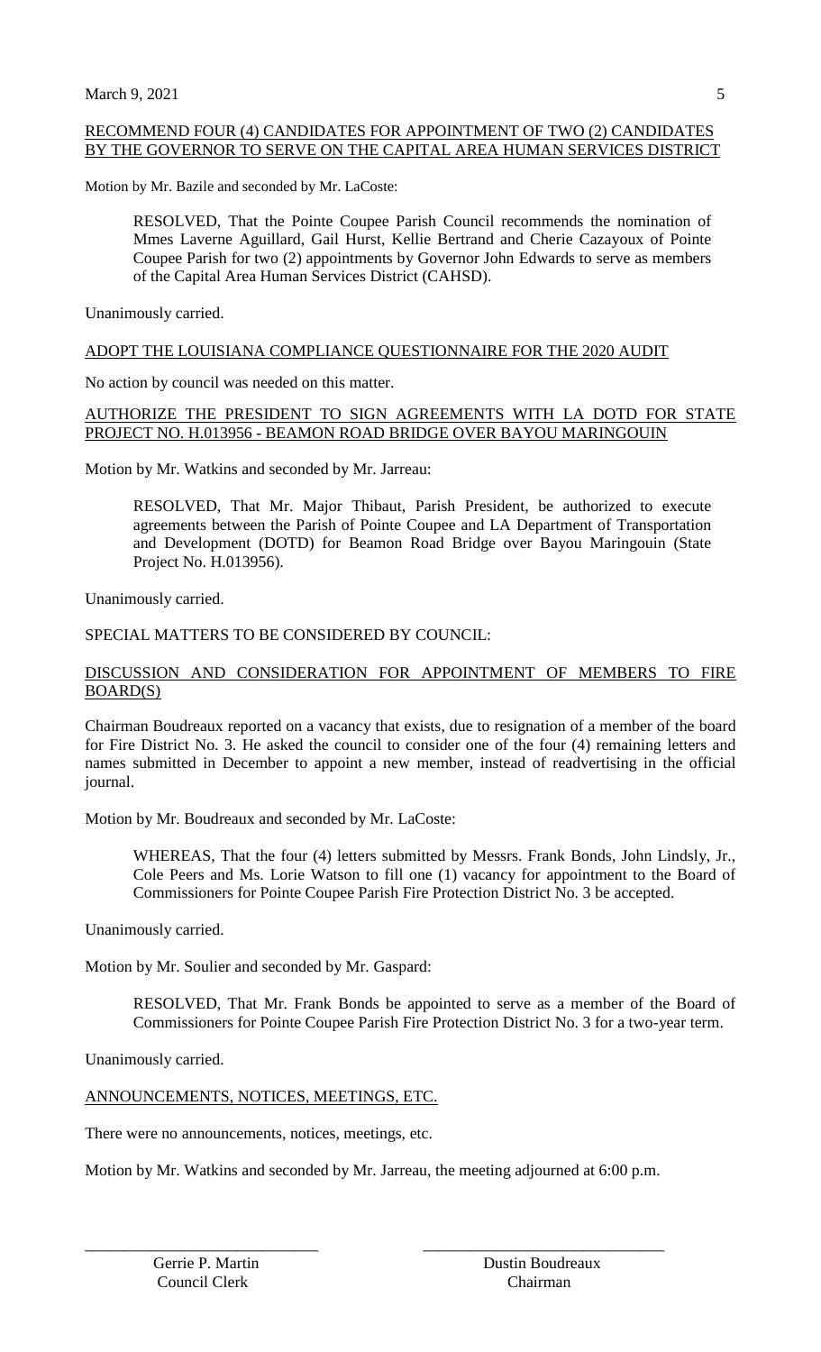March 9, 2021

RECOMMEND FOUR (4) CANDIDATES FOR APPOINTMENT OF TWO (2) CANDIDATES BY THE GOVERNOR TO SERVE ON THE CAPITAL AREA HUMAN SERVICES DISTRICT

Motion by Mr. Bazile and seconded by Mr. LaCoste:

> RESOLVED, That the Pointe Coupee Parish Council recommends the nomination of Mmes Laverne Aguillard, Gail Hurst, Kellie Bertrand and Cherie Cazayoux of Pointe Coupee Parish for two (2) appointments by Governor John Edwards to serve as members of the Capital Area Human Services District (CAHSD).

Unanimously carried.

ADOPT THE LOUISIANA COMPLIANCE QUESTIONNAIRE FOR THE 2020 AUDIT

No action by council was needed on this matter.

AUTHORIZE THE PRESIDENT TO SIGN AGREEMENTS WITH LA DOTD FOR STATE PROJECT NO. H.013956 - BEAMON ROAD BRIDGE OVER BAYOU MARINGOUIN

Motion by Mr. Watkins and seconded by Mr. Jarreau:

> RESOLVED, That Mr. Major Thibaut, Parish President, be authorized to execute agreements between the Parish of Pointe Coupee and LA Department of Transportation and Development (DOTD) for Beamon Road Bridge over Bayou Maringouin (State Project No. H.013956).

Unanimously carried.

SPECIAL MATTERS TO BE CONSIDERED BY COUNCIL:

DISCUSSION AND CONSIDERATION FOR APPOINTMENT OF MEMBERS TO FIRE BOARD(S)

Chairman Boudreaux reported on a vacancy that exists, due to resignation of a member of the board for Fire District No. 3. He asked the council to consider one of the four (4) remaining letters and names submitted in December to appoint a new member, instead of readvertising in the official journal.

Motion by Mr. Boudreaux and seconded by Mr. LaCoste:

> WHEREAS, That the four (4) letters submitted by Messrs. Frank Bonds, John Lindsly, Jr., Cole Peers and Ms. Lorie Watson to fill one (1) vacancy for appointment to the Board of Commissioners for Pointe Coupee Parish Fire Protection District No. 3 be accepted.

Unanimously carried.

Motion by Mr. Soulier and seconded by Mr. Gaspard:

> RESOLVED, That Mr. Frank Bonds be appointed to serve as a member of the Board of Commissioners for Pointe Coupee Parish Fire Protection District No. 3 for a two-year term.

Unanimously carried.

ANNOUNCEMENTS, NOTICES, MEETINGS, ETC.

There were no announcements, notices, meetings, etc.

Motion by Mr. Watkins and seconded by Mr. Jarreau, the meeting adjourned at 6:00 p.m.

| | |
|---|---|
| \_\_\_\_\_\_\_\_\_\_\_\_\_\_\_\_\_\_\_\_\_\_\_\_\_\_\_\_ | \_\_\_\_\_\_\_\_\_\_\_\_\_\_\_\_\_\_\_\_\_\_\_\_\_\_\_\_ |
| Gerrie P. Martin | Dustin Boudreaux |
| Council Clerk | Chairman |